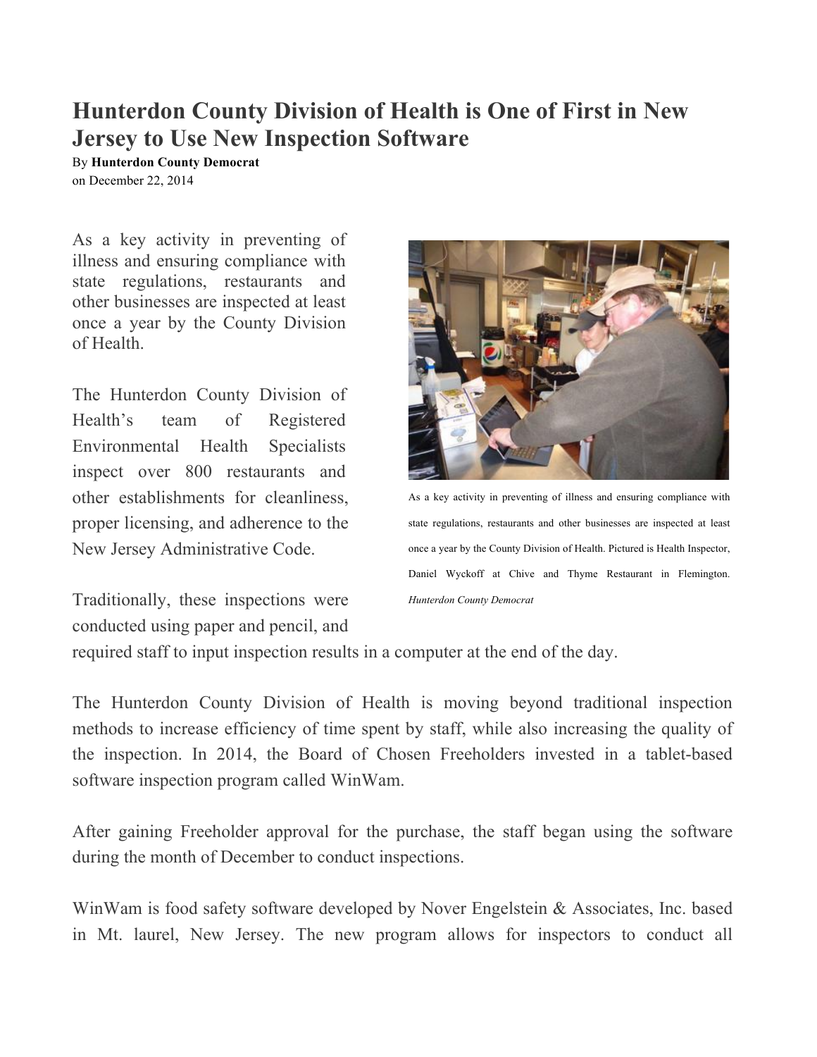# Hunterdon County Division of Health is One of First in New Jersey to Use New Inspection Software

By **Hunterdon County Democrat**
on December 22, 2014

As a key activity in preventing of illness and ensuring compliance with state regulations, restaurants and other businesses are inspected at least once a year by the County Division of Health.

As a key activity in preventing of illness and ensuring compliance with state regulations, restaurants and other businesses are inspected at least once a year by the County Division of Health. Pictured is Health Inspector, Daniel Wyckoff at Chive and Thyme Restaurant in Flemington. *Hunterdon County Democrat*

The Hunterdon County Division of Health's team of Registered Environmental Health Specialists inspect over 800 restaurants and other establishments for cleanliness, proper licensing, and adherence to the New Jersey Administrative Code.

Traditionally, these inspections were conducted using paper and pencil, and required staff to input inspection results in a computer at the end of the day.

The Hunterdon County Division of Health is moving beyond traditional inspection methods to increase efficiency of time spent by staff, while also increasing the quality of the inspection. In 2014, the Board of Chosen Freeholders invested in a tablet-based software inspection program called WinWam.

After gaining Freeholder approval for the purchase, the staff began using the software during the month of December to conduct inspections.

WinWam is food safety software developed by Nover Engelstein & Associates, Inc. based in Mt. laurel, New Jersey. The new program allows for inspectors to conduct all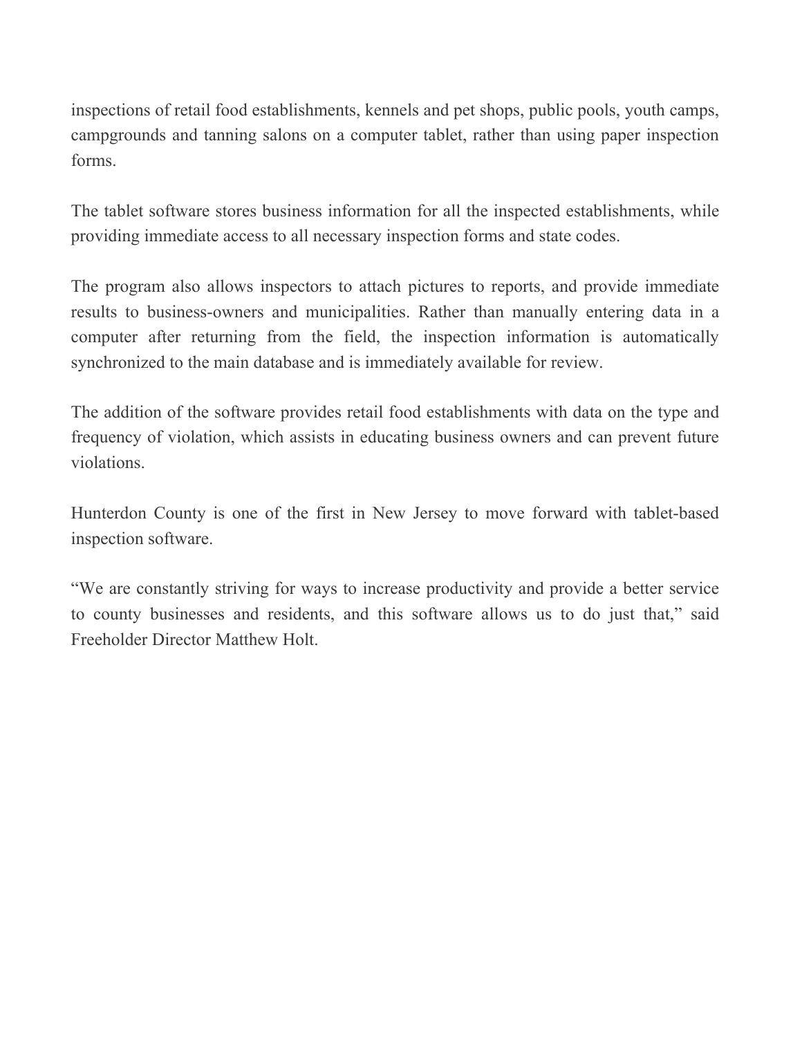inspections of retail food establishments, kennels and pet shops, public pools, youth camps, campgrounds and tanning salons on a computer tablet, rather than using paper inspection forms.

The tablet software stores business information for all the inspected establishments, while providing immediate access to all necessary inspection forms and state codes.

The program also allows inspectors to attach pictures to reports, and provide immediate results to business-owners and municipalities. Rather than manually entering data in a computer after returning from the field, the inspection information is automatically synchronized to the main database and is immediately available for review.

The addition of the software provides retail food establishments with data on the type and frequency of violation, which assists in educating business owners and can prevent future violations.

Hunterdon County is one of the first in New Jersey to move forward with tablet-based inspection software.

"We are constantly striving for ways to increase productivity and provide a better service to county businesses and residents, and this software allows us to do just that," said Freeholder Director Matthew Holt.